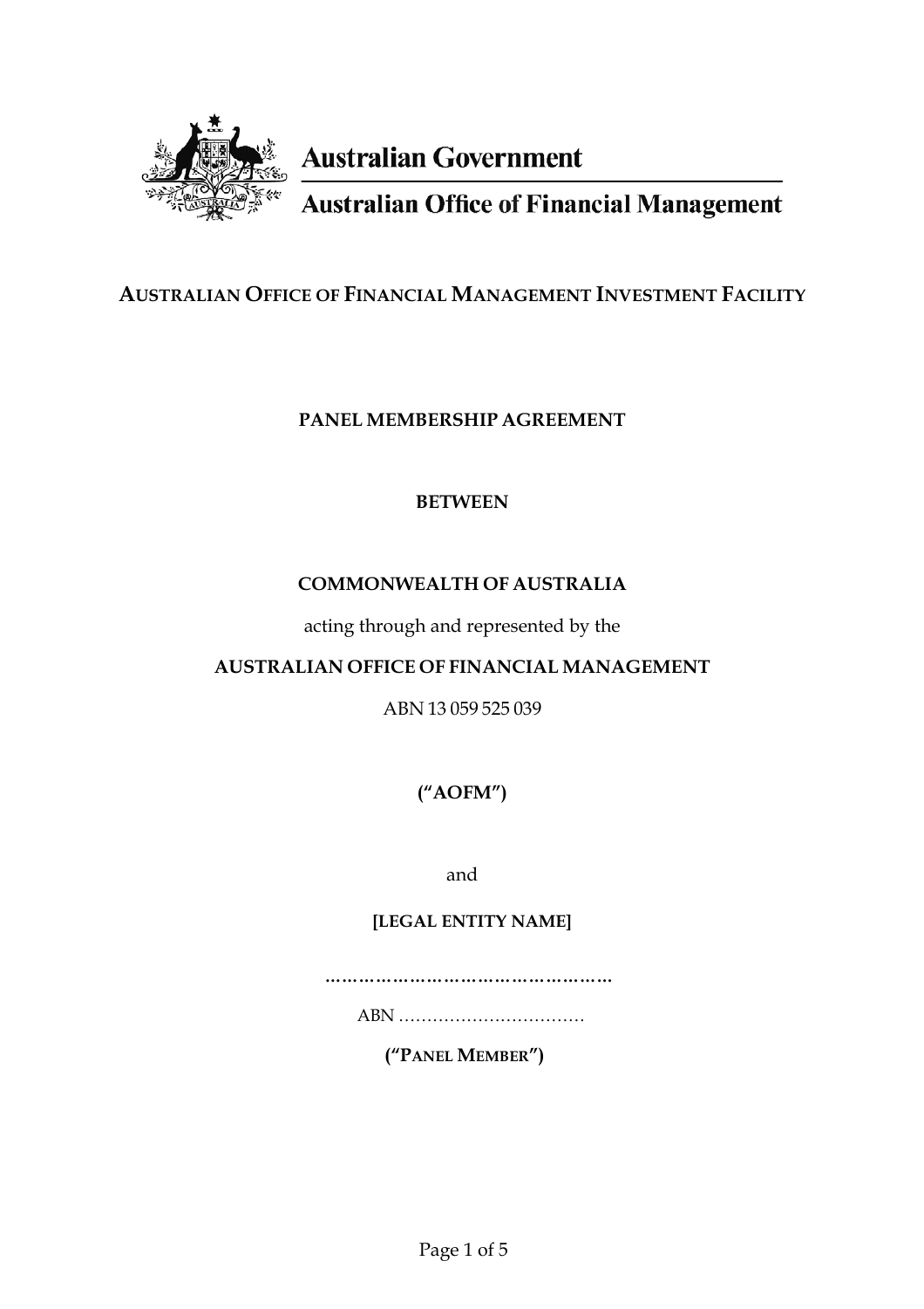**Australian Government**

**Australian Office of Financial Management**

# AUSTRALIAN OFFICE OF FINANCIAL MANAGEMENT INVESTMENT FACILITY

## PANEL MEMBERSHIP AGREEMENT

**BETWEEN**

**COMMONWEALTH OF AUSTRALIA**

acting through and represented by the

**AUSTRALIAN OFFICE OF FINANCIAL MANAGEMENT**

ABN 13 059 525 039

**(“AOFM”)**

and

**[LEGAL ENTITY NAME]**

**…………………………………………**

ABN ……………………………

**(“PANEL MEMBER”)**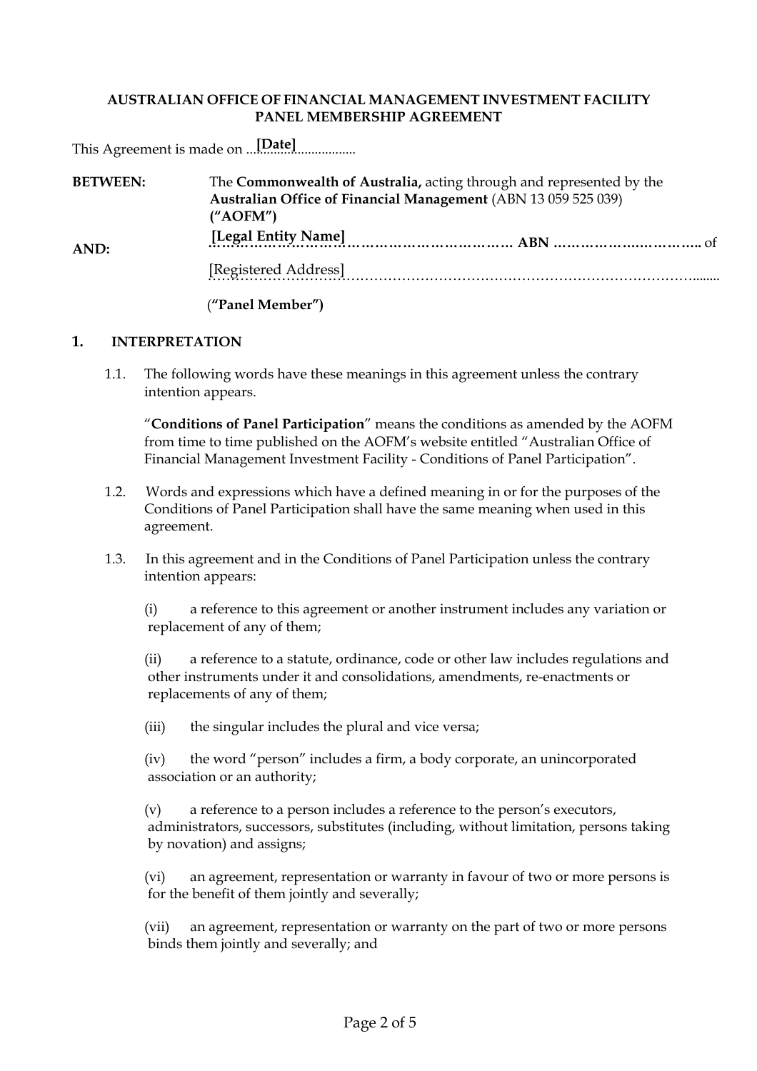**AUSTRALIAN OFFICE OF FINANCIAL MANAGEMENT INVESTMENT FACILITY PANEL MEMBERSHIP AGREEMENT**

This Agreement is made on [Date]

**BETWEEN:** The **Commonwealth of Australia,** acting through and represented by the **Australian Office of Financial Management** (ABN 13 059 525 039) **("AOFM")**

**AND:** [Legal Entity Name] **ABN** ………………………….. of [Registered Address]

(**"Panel Member")**

## 1. INTERPRETATION

1.1. The following words have these meanings in this agreement unless the contrary intention appears.

"**Conditions of Panel Participation**" means the conditions as amended by the AOFM from time to time published on the AOFM's website entitled "Australian Office of Financial Management Investment Facility - Conditions of Panel Participation".

1.2. Words and expressions which have a defined meaning in or for the purposes of the Conditions of Panel Participation shall have the same meaning when used in this agreement.

1.3. In this agreement and in the Conditions of Panel Participation unless the contrary intention appears:

(i) a reference to this agreement or another instrument includes any variation or replacement of any of them;

(ii) a reference to a statute, ordinance, code or other law includes regulations and other instruments under it and consolidations, amendments, re-enactments or replacements of any of them;

(iii) the singular includes the plural and vice versa;

(iv) the word "person" includes a firm, a body corporate, an unincorporated association or an authority;

(v) a reference to a person includes a reference to the person's executors, administrators, successors, substitutes (including, without limitation, persons taking by novation) and assigns;

(vi) an agreement, representation or warranty in favour of two or more persons is for the benefit of them jointly and severally;

(vii) an agreement, representation or warranty on the part of two or more persons binds them jointly and severally; and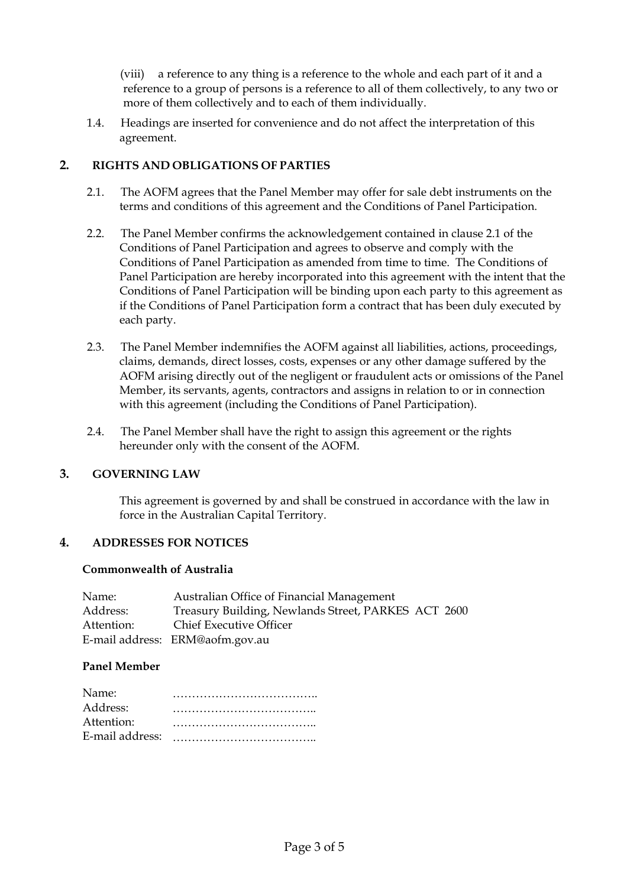(viii) a reference to any thing is a reference to the whole and each part of it and a reference to a group of persons is a reference to all of them collectively, to any two or more of them collectively and to each of them individually.

1.4. Headings are inserted for convenience and do not affect the interpretation of this agreement.

## 2. RIGHTS AND OBLIGATIONS OF PARTIES

2.1. The AOFM agrees that the Panel Member may offer for sale debt instruments on the terms and conditions of this agreement and the Conditions of Panel Participation.

2.2. The Panel Member confirms the acknowledgement contained in clause 2.1 of the Conditions of Panel Participation and agrees to observe and comply with the Conditions of Panel Participation as amended from time to time. The Conditions of Panel Participation are hereby incorporated into this agreement with the intent that the Conditions of Panel Participation will be binding upon each party to this agreement as if the Conditions of Panel Participation form a contract that has been duly executed by each party.

2.3. The Panel Member indemnifies the AOFM against all liabilities, actions, proceedings, claims, demands, direct losses, costs, expenses or any other damage suffered by the AOFM arising directly out of the negligent or fraudulent acts or omissions of the Panel Member, its servants, agents, contractors and assigns in relation to or in connection with this agreement (including the Conditions of Panel Participation).

2.4. The Panel Member shall have the right to assign this agreement or the rights hereunder only with the consent of the AOFM.

## 3. GOVERNING LAW

This agreement is governed by and shall be construed in accordance with the law in force in the Australian Capital Territory.

## 4. ADDRESSES FOR NOTICES

**Commonwealth of Australia**

Name: Australian Office of Financial Management
Address: Treasury Building, Newlands Street, PARKES ACT 2600
Attention: Chief Executive Officer
E-mail address: ERM@aofm.gov.au

**Panel Member**

Name: ………………………………..
Address: ………………………………..
Attention: ………………………………..
E-mail address: ………………………………..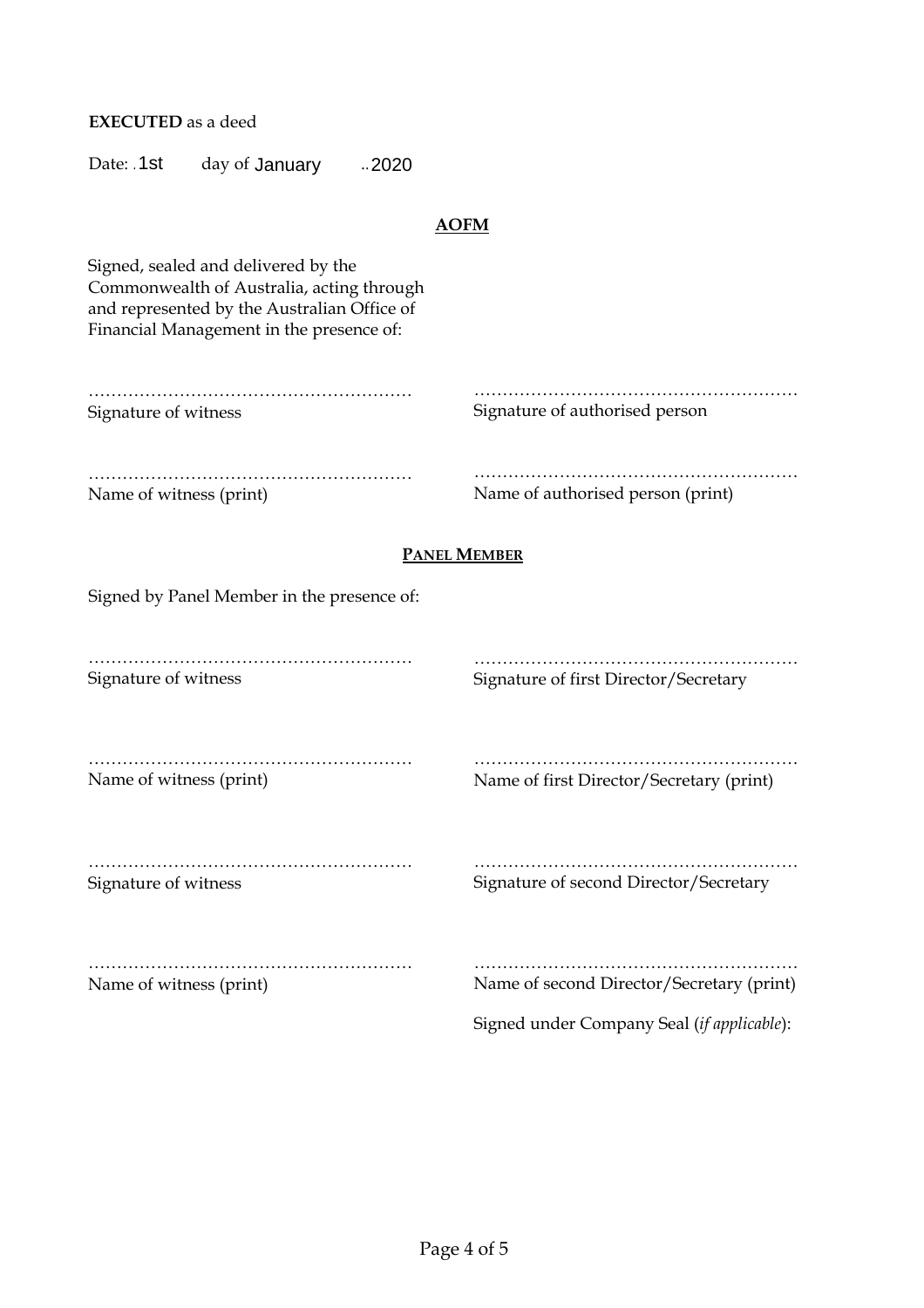**EXECUTED** as a deed

Date: ..1st day of January ..2020

**AOFM**

Signed, sealed and delivered by the Commonwealth of Australia, acting through and represented by the Australian Office of Financial Management in the presence of:

| | |
|---|---|
| ………………………………………………… | ………………………………………………… |
| Signature of witness | Signature of authorised person |
| ………………………………………………… | ………………………………………………… |
| Name of witness (print) | Name of authorised person (print) |

**PANEL MEMBER**

Signed by Panel Member in the presence of:

| | |
|---|---|
| ………………………………………………… | ………………………………………………… |
| Signature of witness | Signature of first Director/Secretary |
| ………………………………………………… | ………………………………………………… |
| Name of witness (print) | Name of first Director/Secretary (print) |
| ………………………………………………… | ………………………………………………… |
| Signature of witness | Signature of second Director/Secretary |
| ………………………………………………… | ………………………………………………… |
| Name of witness (print) | Name of second Director/Secretary (print) |
| | Signed under Company Seal (*if applicable*): |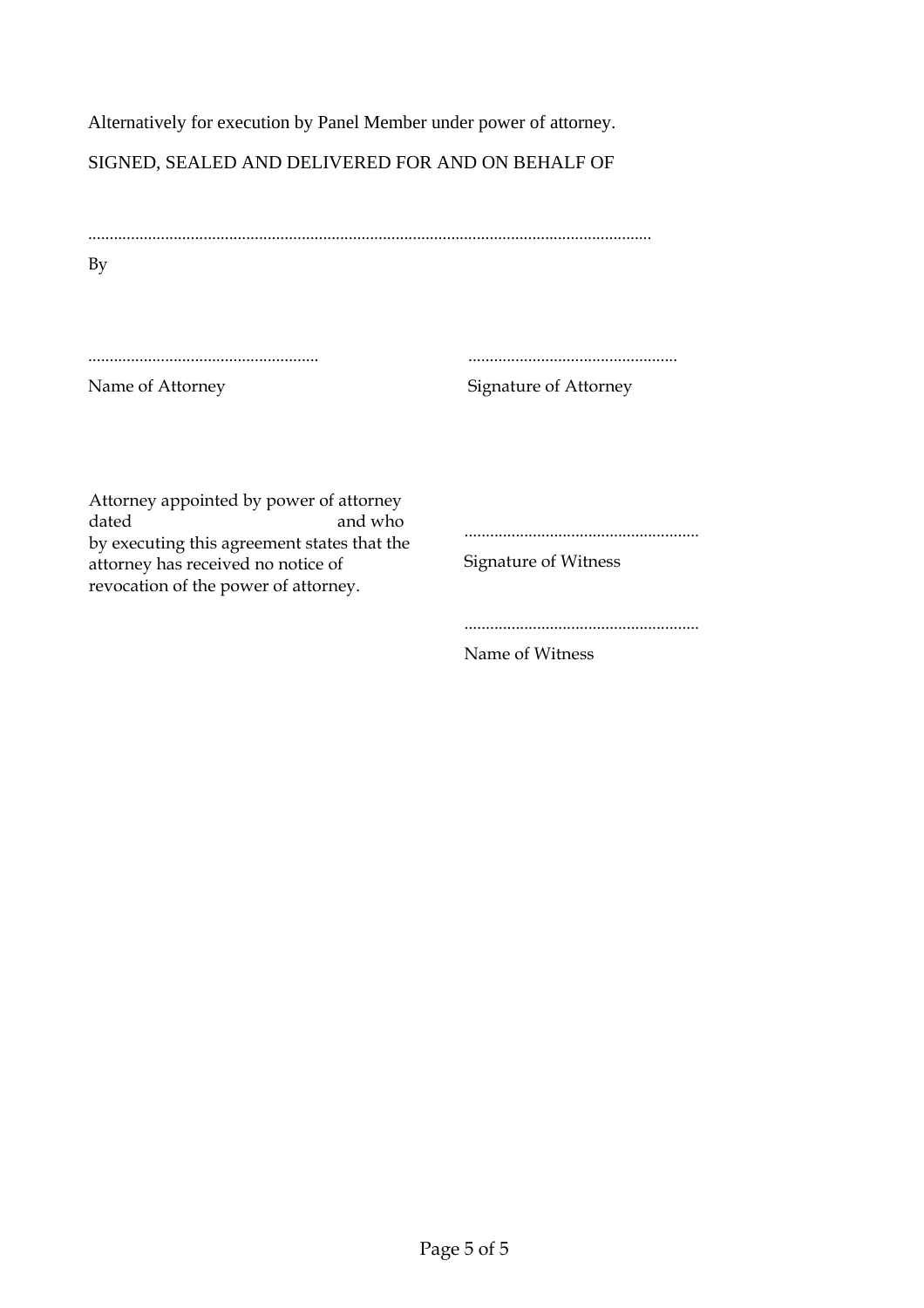Alternatively for execution by Panel Member under power of attorney.

SIGNED, SEALED AND DELIVERED FOR AND ON BEHALF OF

.................................................................................................................................

By

...................................................... ................................................

Name of Attorney Signature of Attorney

Attorney appointed by power of attorney dated and who by executing this agreement states that the attorney has received no notice of revocation of the power of attorney.

.......................................................

Signature of Witness

.......................................................

Name of Witness